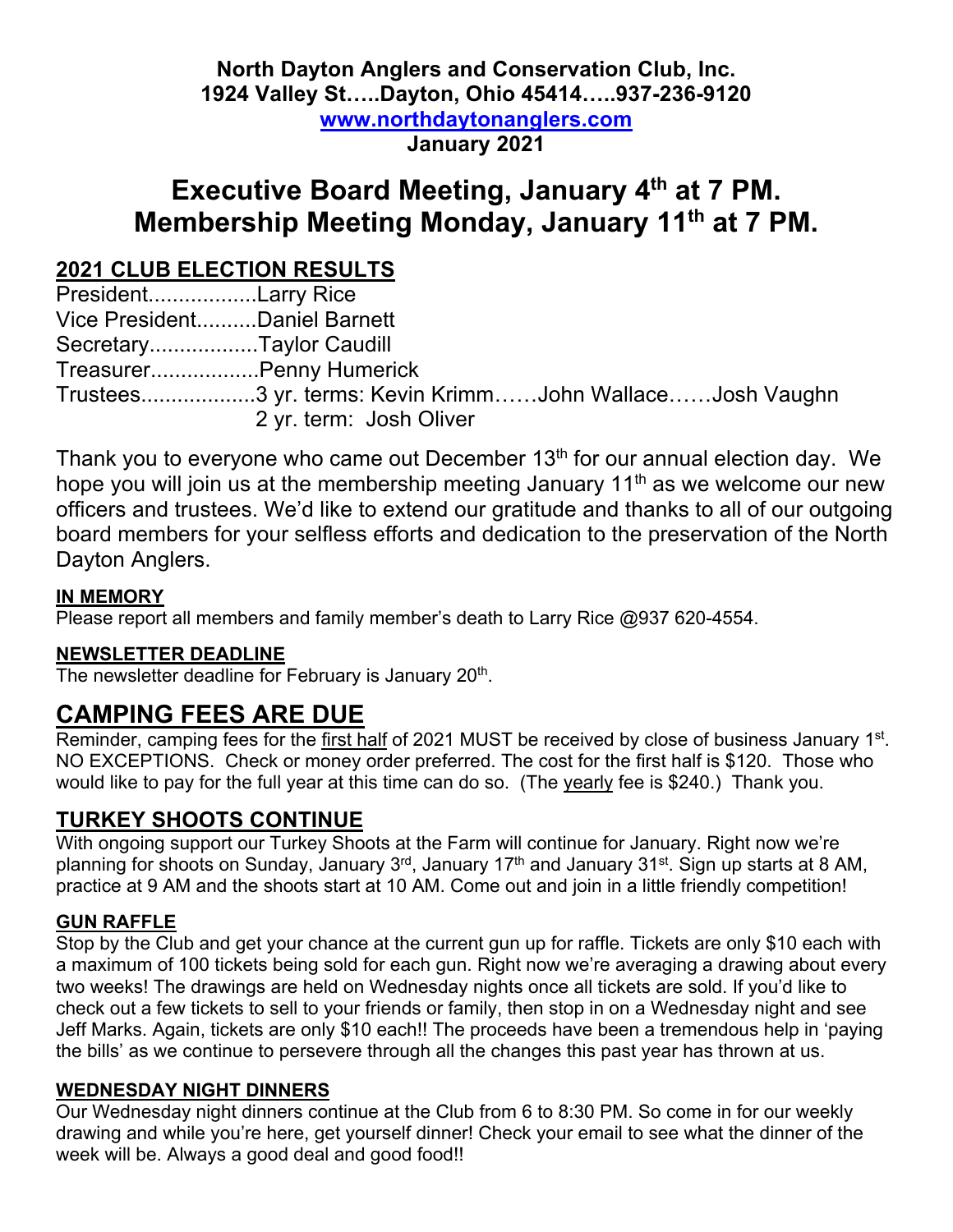**North Dayton Anglers and Conservation Club, Inc.**
**1924 Valley St…..Dayton, Ohio 45414…..937-236-9120**
**www.northdaytonanglers.com**
**January 2021**

# Executive Board Meeting, January 4th at 7 PM. Membership Meeting Monday, January 11th at 7 PM.

## 2021 CLUB ELECTION RESULTS

President..................Larry Rice
Vice President..........Daniel Barnett
Secretary..................Taylor Caudill
Treasurer..................Penny Humerick
Trustees...................3 yr. terms: Kevin Krimm……John Wallace……Josh Vaughn
2 yr. term: Josh Oliver

Thank you to everyone who came out December 13th for our annual election day. We hope you will join us at the membership meeting January 11th as we welcome our new officers and trustees. We'd like to extend our gratitude and thanks to all of our outgoing board members for your selfless efforts and dedication to the preservation of the North Dayton Anglers.

### IN MEMORY

Please report all members and family member's death to Larry Rice @937 620-4554.

### NEWSLETTER DEADLINE

The newsletter deadline for February is January 20th.

## CAMPING FEES ARE DUE

Reminder, camping fees for the first half of 2021 MUST be received by close of business January 1st. NO EXCEPTIONS. Check or money order preferred. The cost for the first half is $120. Those who would like to pay for the full year at this time can do so. (The yearly fee is $240.) Thank you.

## TURKEY SHOOTS CONTINUE

With ongoing support our Turkey Shoots at the Farm will continue for January. Right now we're planning for shoots on Sunday, January 3rd, January 17th and January 31st. Sign up starts at 8 AM, practice at 9 AM and the shoots start at 10 AM. Come out and join in a little friendly competition!

### GUN RAFFLE

Stop by the Club and get your chance at the current gun up for raffle. Tickets are only $10 each with a maximum of 100 tickets being sold for each gun. Right now we're averaging a drawing about every two weeks! The drawings are held on Wednesday nights once all tickets are sold. If you'd like to check out a few tickets to sell to your friends or family, then stop in on a Wednesday night and see Jeff Marks. Again, tickets are only $10 each!! The proceeds have been a tremendous help in 'paying the bills' as we continue to persevere through all the changes this past year has thrown at us.

### WEDNESDAY NIGHT DINNERS

Our Wednesday night dinners continue at the Club from 6 to 8:30 PM. So come in for our weekly drawing and while you're here, get yourself dinner! Check your email to see what the dinner of the week will be. Always a good deal and good food!!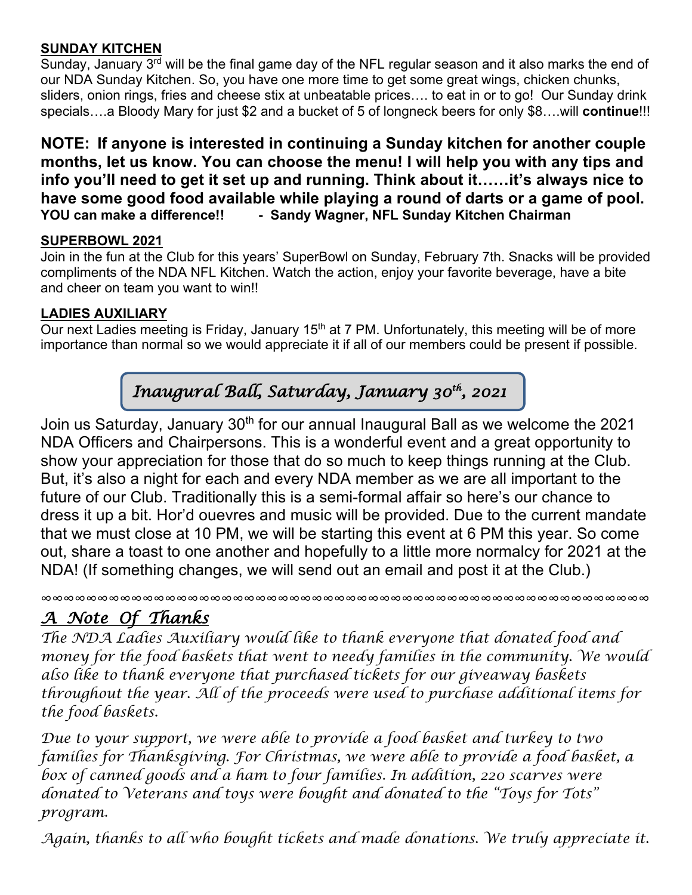## SUNDAY KITCHEN

Sunday, January 3rd will be the final game day of the NFL regular season and it also marks the end of our NDA Sunday Kitchen. So, you have one more time to get some great wings, chicken chunks, sliders, onion rings, fries and cheese stix at unbeatable prices…. to eat in or to go! Our Sunday drink specials….a Bloody Mary for just $2 and a bucket of 5 of longneck beers for only $8….will **continue**!!!

**NOTE: If anyone is interested in continuing a Sunday kitchen for another couple months, let us know. You can choose the menu! I will help you with any tips and info you'll need to get it set up and running. Think about it……it's always nice to have some good food available while playing a round of darts or a game of pool.**
**YOU can make a difference!! - Sandy Wagner, NFL Sunday Kitchen Chairman**

## SUPERBOWL 2021

Join in the fun at the Club for this years' SuperBowl on Sunday, February 7th. Snacks will be provided compliments of the NDA NFL Kitchen. Watch the action, enjoy your favorite beverage, have a bite and cheer on team you want to win!!

## LADIES AUXILIARY

Our next Ladies meeting is Friday, January 15th at 7 PM. Unfortunately, this meeting will be of more importance than normal so we would appreciate it if all of our members could be present if possible.

## *Inaugural Ball, Saturday, January 30th, 2021*

Join us Saturday, January 30th for our annual Inaugural Ball as we welcome the 2021 NDA Officers and Chairpersons. This is a wonderful event and a great opportunity to show your appreciation for those that do so much to keep things running at the Club. But, it's also a night for each and every NDA member as we are all important to the future of our Club. Traditionally this is a semi-formal affair so here's our chance to dress it up a bit. Hor'd ouevres and music will be provided. Due to the current mandate that we must close at 10 PM, we will be starting this event at 6 PM this year. So come out, share a toast to one another and hopefully to a little more normalcy for 2021 at the NDA! (If something changes, we will send out an email and post it at the Club.)

∞∞∞∞∞∞∞∞∞∞∞∞∞∞∞∞∞∞∞∞∞∞∞∞∞∞∞∞∞∞∞∞∞∞∞∞∞∞∞∞∞∞∞∞∞∞∞∞∞∞∞∞∞∞∞∞∞∞∞∞∞∞∞∞∞∞

## *A Note Of Thanks*

*The NDA Ladies Auxiliary would like to thank everyone that donated food and money for the food baskets that went to needy families in the community. We would also like to thank everyone that purchased tickets for our giveaway baskets throughout the year. All of the proceeds were used to purchase additional items for the food baskets.*

*Due to your support, we were able to provide a food basket and turkey to two families for Thanksgiving. For Christmas, we were able to provide a food basket, a box of canned goods and a ham to four families. In addition, 220 scarves were donated to Veterans and toys were bought and donated to the "Toys for Tots" program.*

*Again, thanks to all who bought tickets and made donations. We truly appreciate it.*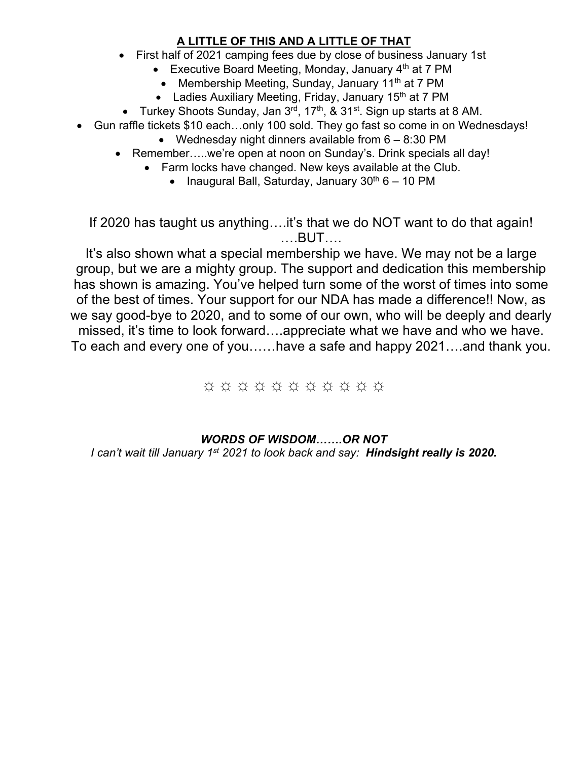## A LITTLE OF THIS AND A LITTLE OF THAT

- First half of 2021 camping fees due by close of business January 1st
- Executive Board Meeting, Monday, January 4th at 7 PM
- Membership Meeting, Sunday, January 11th at 7 PM
- Ladies Auxiliary Meeting, Friday, January 15th at 7 PM
- Turkey Shoots Sunday, Jan 3rd, 17th, & 31st. Sign up starts at 8 AM.
- Gun raffle tickets $10 each…only 100 sold. They go fast so come in on Wednesdays!
- Wednesday night dinners available from 6 – 8:30 PM
- Remember…..we're open at noon on Sunday's. Drink specials all day!
- Farm locks have changed. New keys available at the Club.
- Inaugural Ball, Saturday, January 30th 6 – 10 PM

If 2020 has taught us anything….it's that we do NOT want to do that again!
….BUT….
It's also shown what a special membership we have. We may not be a large group, but we are a mighty group. The support and dedication this membership has shown is amazing. You've helped turn some of the worst of times into some of the best of times. Your support for our NDA has made a difference!! Now, as we say good-bye to 2020, and to some of our own, who will be deeply and dearly missed, it's time to look forward….appreciate what we have and who we have. To each and every one of you……have a safe and happy 2021….and thank you.

☼ ☼ ☼ ☼ ☼ ☼ ☼ ☼ ☼ ☼ ☼

***WORDS OF WISDOM…….OR NOT***

*I can't wait till January 1st 2021 to look back and say:* ***Hindsight really is 2020.***